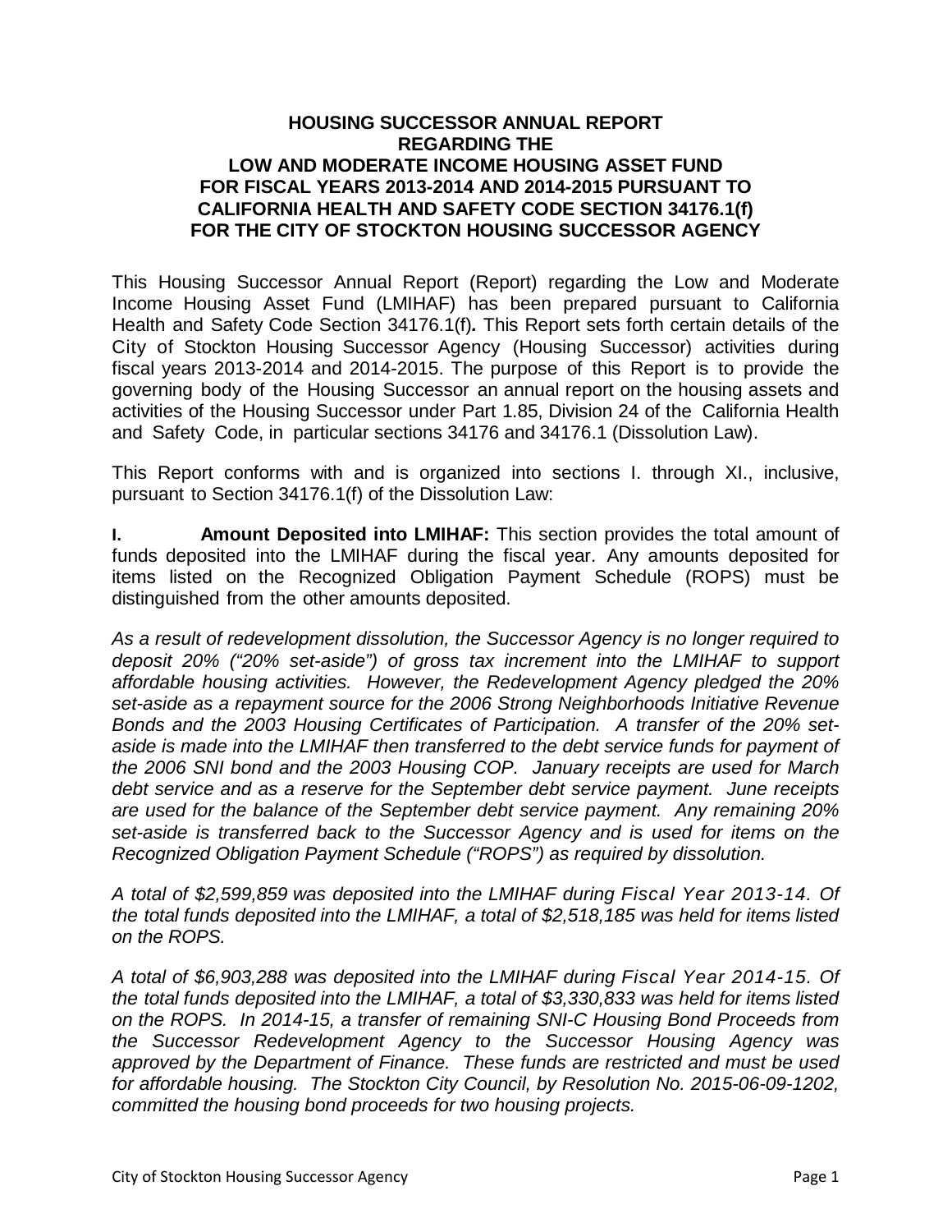# HOUSING SUCCESSOR ANNUAL REPORT REGARDING THE LOW AND MODERATE INCOME HOUSING ASSET FUND FOR FISCAL YEARS 2013-2014 AND 2014-2015 PURSUANT TO CALIFORNIA HEALTH AND SAFETY CODE SECTION 34176.1(f) FOR THE CITY OF STOCKTON HOUSING SUCCESSOR AGENCY

This Housing Successor Annual Report (Report) regarding the Low and Moderate Income Housing Asset Fund (LMIHAF) has been prepared pursuant to California Health and Safety Code Section 34176.1(f)***.*** This Report sets forth certain details of the City of Stockton Housing Successor Agency (Housing Successor) activities during fiscal years 2013-2014 and 2014-2015. The purpose of this Report is to provide the governing body of the Housing Successor an annual report on the housing assets and activities of the Housing Successor under Part 1.85, Division 24 of the California Health and Safety Code, in particular sections 34176 and 34176.1 (Dissolution Law).

This Report conforms with and is organized into sections I. through XI., inclusive, pursuant to Section 34176.1(f) of the Dissolution Law:

**I. Amount Deposited into LMIHAF:** This section provides the total amount of funds deposited into the LMIHAF during the fiscal year. Any amounts deposited for items listed on the Recognized Obligation Payment Schedule (ROPS) must be distinguished from the other amounts deposited.

*As a result of redevelopment dissolution, the Successor Agency is no longer required to deposit 20% ("20% set-aside") of gross tax increment into the LMIHAF to support affordable housing activities. However, the Redevelopment Agency pledged the 20% set-aside as a repayment source for the 2006 Strong Neighborhoods Initiative Revenue Bonds and the 2003 Housing Certificates of Participation. A transfer of the 20% set-aside is made into the LMIHAF then transferred to the debt service funds for payment of the 2006 SNI bond and the 2003 Housing COP. January receipts are used for March debt service and as a reserve for the September debt service payment. June receipts are used for the balance of the September debt service payment. Any remaining 20% set-aside is transferred back to the Successor Agency and is used for items on the Recognized Obligation Payment Schedule ("ROPS") as required by dissolution.*

*A total of $2,599,859 was deposited into the LMIHAF during Fiscal Year 2013-14. Of the total funds deposited into the LMIHAF, a total of $2,518,185 was held for items listed on the ROPS.*

*A total of $6,903,288 was deposited into the LMIHAF during Fiscal Year 2014-15. Of the total funds deposited into the LMIHAF, a total of $3,330,833 was held for items listed on the ROPS. In 2014-15, a transfer of remaining SNI-C Housing Bond Proceeds from the Successor Redevelopment Agency to the Successor Housing Agency was approved by the Department of Finance. These funds are restricted and must be used for affordable housing. The Stockton City Council, by Resolution No. 2015-06-09-1202, committed the housing bond proceeds for two housing projects.*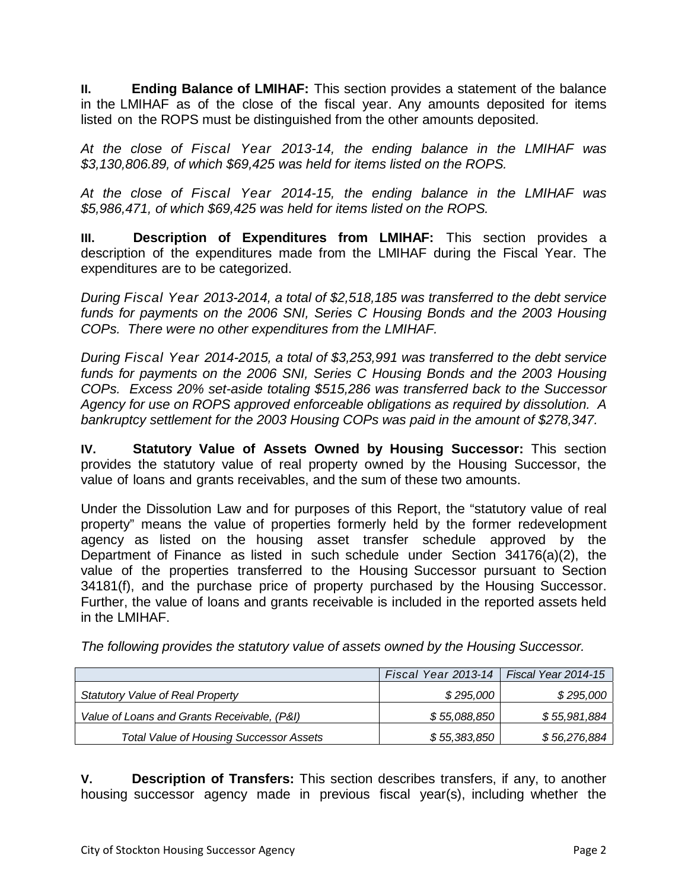**II. Ending Balance of LMIHAF:** This section provides a statement of the balance in the LMIHAF as of the close of the fiscal year. Any amounts deposited for items listed on the ROPS must be distinguished from the other amounts deposited.

*At the close of Fiscal Year 2013-14, the ending balance in the LMIHAF was $3,130,806.89, of which $69,425 was held for items listed on the ROPS.*

*At the close of Fiscal Year 2014-15, the ending balance in the LMIHAF was $5,986,471, of which $69,425 was held for items listed on the ROPS.*

**III. Description of Expenditures from LMIHAF:** This section provides a description of the expenditures made from the LMIHAF during the Fiscal Year. The expenditures are to be categorized.

*During Fiscal Year 2013-2014, a total of $2,518,185 was transferred to the debt service funds for payments on the 2006 SNI, Series C Housing Bonds and the 2003 Housing COPs. There were no other expenditures from the LMIHAF.*

*During Fiscal Year 2014-2015, a total of $3,253,991 was transferred to the debt service funds for payments on the 2006 SNI, Series C Housing Bonds and the 2003 Housing COPs. Excess 20% set-aside totaling $515,286 was transferred back to the Successor Agency for use on ROPS approved enforceable obligations as required by dissolution. A bankruptcy settlement for the 2003 Housing COPs was paid in the amount of $278,347.*

**IV. Statutory Value of Assets Owned by Housing Successor:** This section provides the statutory value of real property owned by the Housing Successor, the value of loans and grants receivables, and the sum of these two amounts.

Under the Dissolution Law and for purposes of this Report, the "statutory value of real property" means the value of properties formerly held by the former redevelopment agency as listed on the housing asset transfer schedule approved by the Department of Finance as listed in such schedule under Section 34176(a)(2), the value of the properties transferred to the Housing Successor pursuant to Section 34181(f), and the purchase price of property purchased by the Housing Successor. Further, the value of loans and grants receivable is included in the reported assets held in the LMIHAF.

*The following provides the statutory value of assets owned by the Housing Successor.*

| | *Fiscal Year 2013-14* | *Fiscal Year 2014-15* |
|---|---|---|
| *Statutory Value of Real Property* | *$ 295,000* | *$ 295,000* |
| *Value of Loans and Grants Receivable, (P&I)* | *$ 55,088,850* | *$ 55,981,884* |
| *Total Value of Housing Successor Assets* | *$ 55,383,850* | *$ 56,276,884* |

**V. Description of Transfers:** This section describes transfers, if any, to another housing successor agency made in previous fiscal year(s), including whether the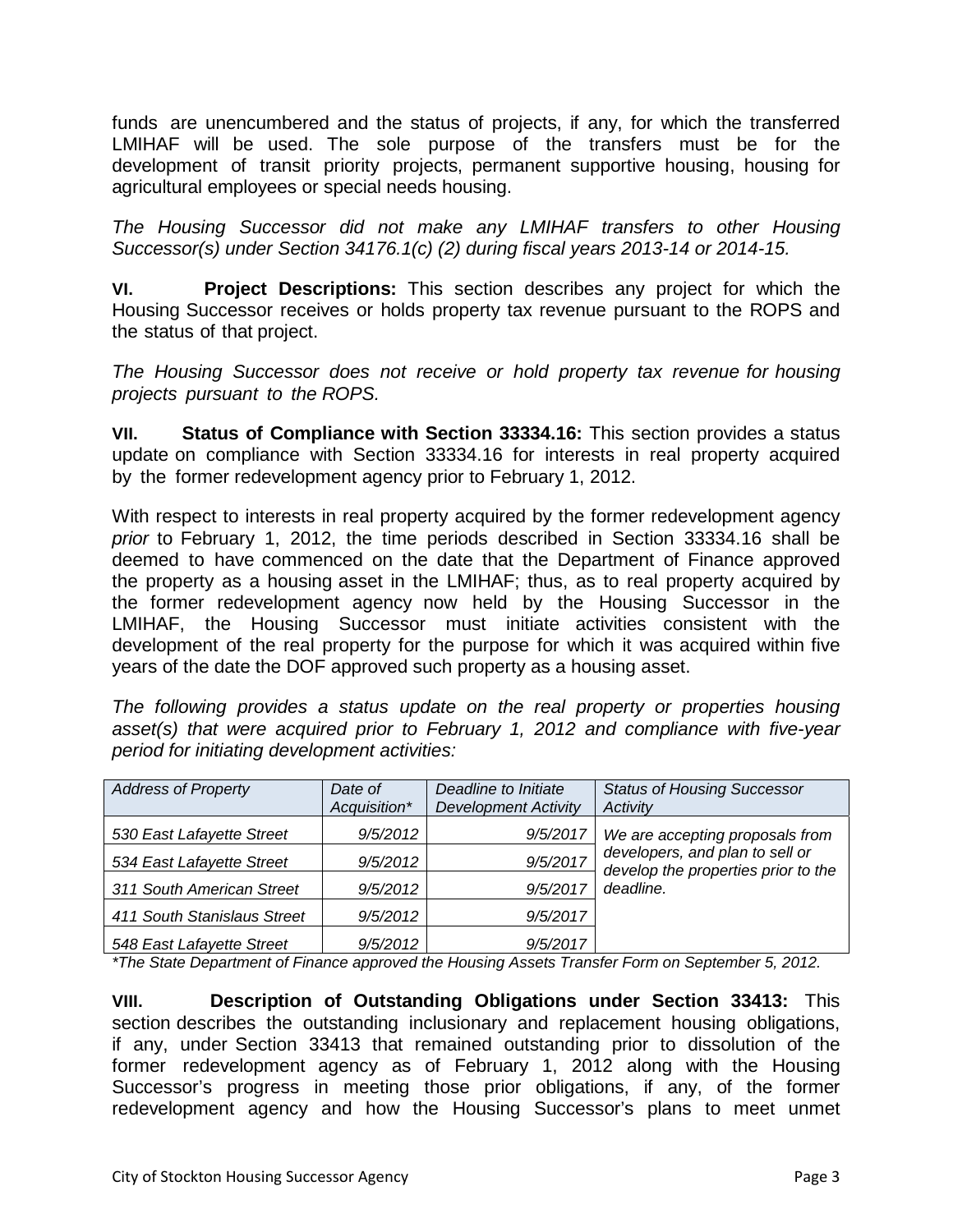funds are unencumbered and the status of projects, if any, for which the transferred LMIHAF will be used. The sole purpose of the transfers must be for the development of transit priority projects, permanent supportive housing, housing for agricultural employees or special needs housing.

*The Housing Successor did not make any LMIHAF transfers to other Housing Successor(s) under Section 34176.1(c) (2) during fiscal years 2013-14 or 2014-15.*

**VI. Project Descriptions:** This section describes any project for which the Housing Successor receives or holds property tax revenue pursuant to the ROPS and the status of that project.

*The Housing Successor does not receive or hold property tax revenue for housing projects pursuant to the ROPS.*

**VII. Status of Compliance with Section 33334.16:** This section provides a status update on compliance with Section 33334.16 for interests in real property acquired by the former redevelopment agency prior to February 1, 2012.

With respect to interests in real property acquired by the former redevelopment agency *prior* to February 1, 2012, the time periods described in Section 33334.16 shall be deemed to have commenced on the date that the Department of Finance approved the property as a housing asset in the LMIHAF; thus, as to real property acquired by the former redevelopment agency now held by the Housing Successor in the LMIHAF, the Housing Successor must initiate activities consistent with the development of the real property for the purpose for which it was acquired within five years of the date the DOF approved such property as a housing asset.

*The following provides a status update on the real property or properties housing asset(s) that were acquired prior to February 1, 2012 and compliance with five-year period for initiating development activities:*

| *Address of Property* | *Date of Acquisition** | *Deadline to Initiate Development Activity* | *Status of Housing Successor Activity* |
|---|---|---|---|
| *530 East Lafayette Street* | *9/5/2012* | *9/5/2017* | *We are accepting proposals from developers, and plan to sell or develop the properties prior to the deadline.* |
| *534 East Lafayette Street* | *9/5/2012* | *9/5/2017* | |
| *311 South American Street* | *9/5/2012* | *9/5/2017* | |
| *411 South Stanislaus Street* | *9/5/2012* | *9/5/2017* | |
| *548 East Lafayette Street* | *9/5/2012* | *9/5/2017* | |

**The State Department of Finance approved the Housing Assets Transfer Form on September 5, 2012.*

**VIII. Description of Outstanding Obligations under Section 33413:** This section describes the outstanding inclusionary and replacement housing obligations, if any, under Section 33413 that remained outstanding prior to dissolution of the former redevelopment agency as of February 1, 2012 along with the Housing Successor's progress in meeting those prior obligations, if any, of the former redevelopment agency and how the Housing Successor's plans to meet unmet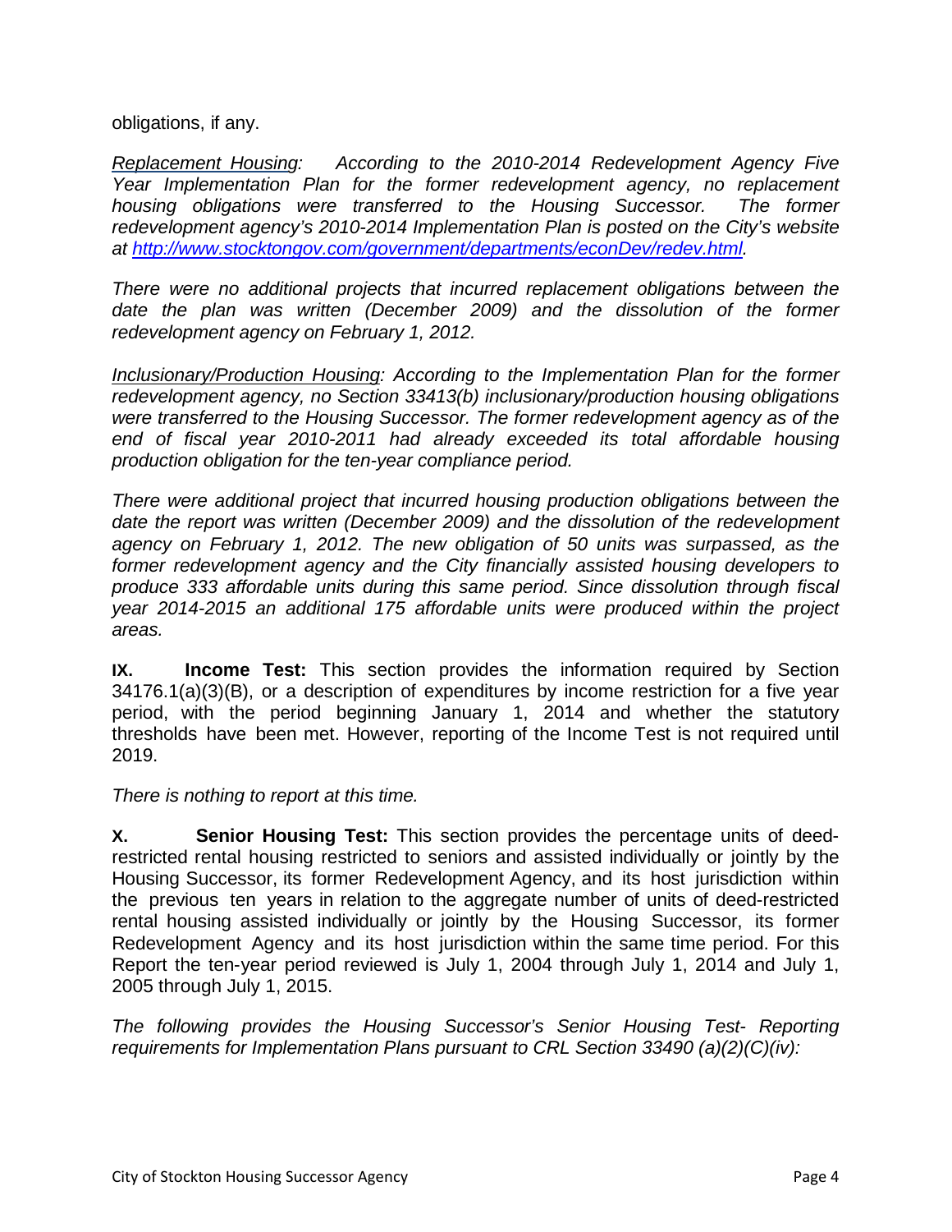obligations, if any.

*<u>Replacement Housing</u>: According to the 2010-2014 Redevelopment Agency Five Year Implementation Plan for the former redevelopment agency, no replacement housing obligations were transferred to the Housing Successor. The former redevelopment agency's 2010-2014 Implementation Plan is posted on the City's website at [http://www.stocktongov.com/government/departments/econDev/redev.html](http://www.stocktongov.com/government/departments/econDev/redev.html).*

*There were no additional projects that incurred replacement obligations between the date the plan was written (December 2009) and the dissolution of the former redevelopment agency on February 1, 2012.*

*<u>Inclusionary/Production Housing</u>: According to the Implementation Plan for the former redevelopment agency, no Section 33413(b) inclusionary/production housing obligations were transferred to the Housing Successor. The former redevelopment agency as of the end of fiscal year 2010-2011 had already exceeded its total affordable housing production obligation for the ten-year compliance period.*

*There were additional project that incurred housing production obligations between the date the report was written (December 2009) and the dissolution of the redevelopment agency on February 1, 2012. The new obligation of 50 units was surpassed, as the former redevelopment agency and the City financially assisted housing developers to produce 333 affordable units during this same period. Since dissolution through fiscal year 2014-2015 an additional 175 affordable units were produced within the project areas.*

**IX. Income Test:** This section provides the information required by Section 34176.1(a)(3)(B), or a description of expenditures by income restriction for a five year period, with the period beginning January 1, 2014 and whether the statutory thresholds have been met. However, reporting of the Income Test is not required until 2019.

*There is nothing to report at this time.*

**X. Senior Housing Test:** This section provides the percentage units of deed-restricted rental housing restricted to seniors and assisted individually or jointly by the Housing Successor, its former Redevelopment Agency, and its host jurisdiction within the previous ten years in relation to the aggregate number of units of deed-restricted rental housing assisted individually or jointly by the Housing Successor, its former Redevelopment Agency and its host jurisdiction within the same time period. For this Report the ten-year period reviewed is July 1, 2004 through July 1, 2014 and July 1, 2005 through July 1, 2015.

*The following provides the Housing Successor's Senior Housing Test- Reporting requirements for Implementation Plans pursuant to CRL Section 33490 (a)(2)(C)(iv):*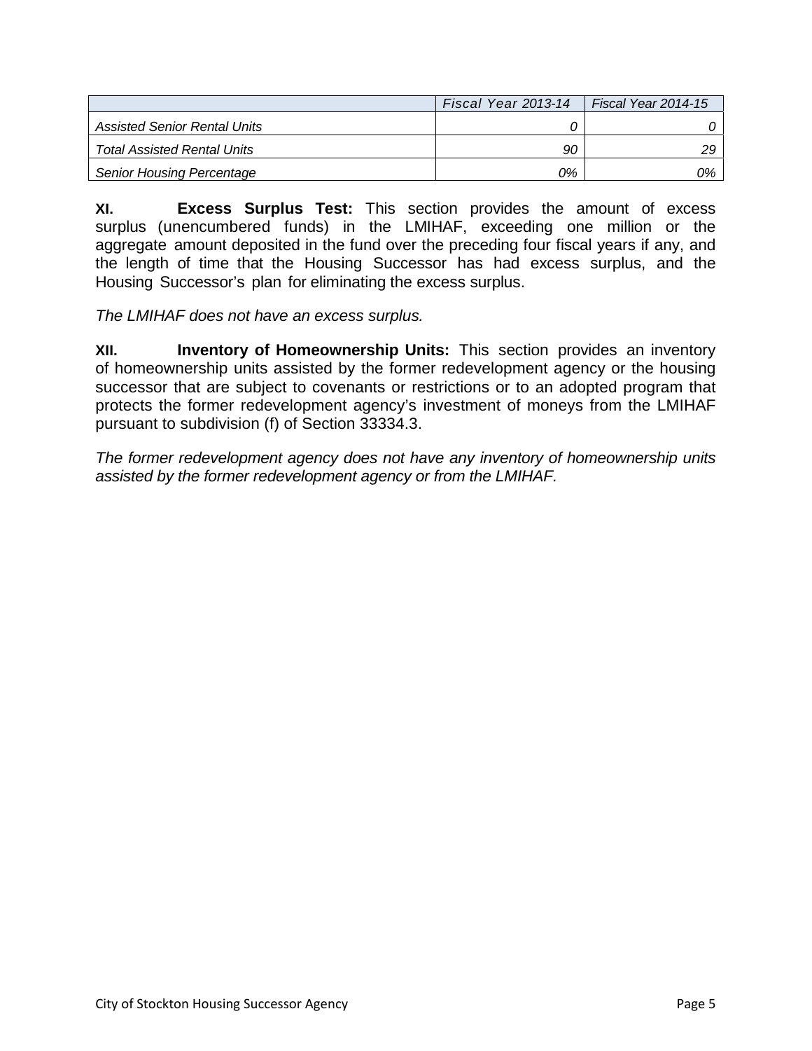| | *Fiscal Year 2013-14* | *Fiscal Year 2014-15* |
|---|---|---|
| *Assisted Senior Rental Units* | *0* | *0* |
| *Total Assisted Rental Units* | *90* | *29* |
| *Senior Housing Percentage* | *0%* | *0%* |

**XI. Excess Surplus Test:** This section provides the amount of excess surplus (unencumbered funds) in the LMIHAF, exceeding one million or the aggregate amount deposited in the fund over the preceding four fiscal years if any, and the length of time that the Housing Successor has had excess surplus, and the Housing Successor's plan for eliminating the excess surplus.

*The LMIHAF does not have an excess surplus.*

**XII. Inventory of Homeownership Units:** This section provides an inventory of homeownership units assisted by the former redevelopment agency or the housing successor that are subject to covenants or restrictions or to an adopted program that protects the former redevelopment agency's investment of moneys from the LMIHAF pursuant to subdivision (f) of Section 33334.3.

*The former redevelopment agency does not have any inventory of homeownership units assisted by the former redevelopment agency or from the LMIHAF.*